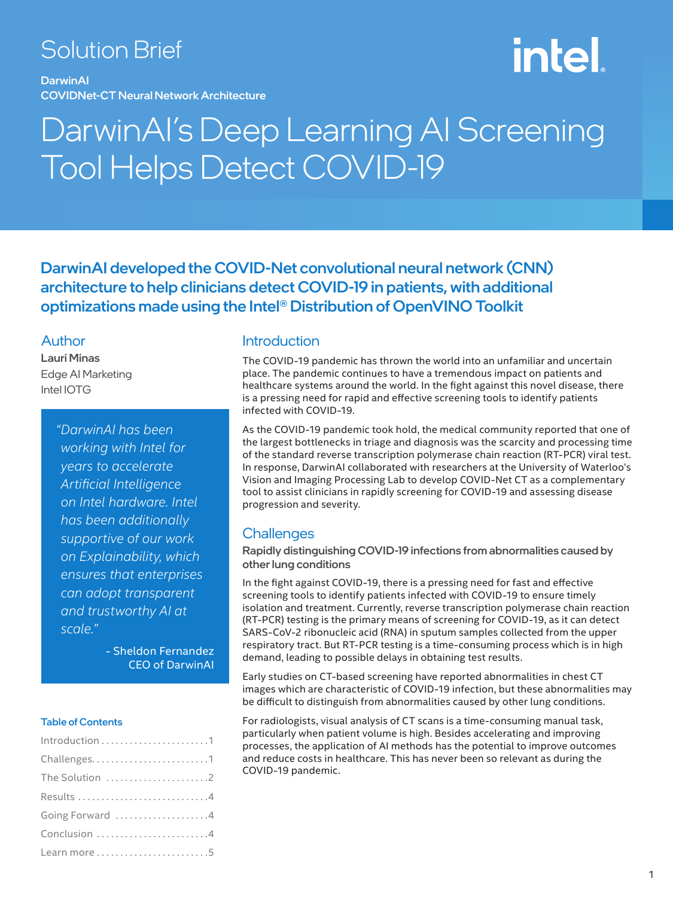Solution Brief

**DarwinAI**
**COVIDNet-CT Neural Network Architecture**

intel.

# DarwinAI's Deep Learning AI Screening Tool Helps Detect COVID-19

**DarwinAI developed the COVID-Net convolutional neural network (CNN) architecture to help clinicians detect COVID-19 in patients, with additional optimizations made using the Intel® Distribution of OpenVINO Toolkit**

## Author

**Lauri Minas**
Edge AI Marketing
Intel IOTG

*"DarwinAI has been working with Intel for years to accelerate Artificial Intelligence on Intel hardware. Intel has been additionally supportive of our work on Explainability, which ensures that enterprises can adopt transparent and trustworthy AI at scale."*

- Sheldon Fernandez
CEO of DarwinAI

**Table of Contents**

- Introduction ....................... 1
- Challenges ......................... 1
- The Solution ...................... 2
- Results ............................ 4
- Going Forward .................... 4
- Conclusion ........................ 4
- Learn more ........................ 5

## Introduction

The COVID-19 pandemic has thrown the world into an unfamiliar and uncertain place. The pandemic continues to have a tremendous impact on patients and healthcare systems around the world. In the fight against this novel disease, there is a pressing need for rapid and effective screening tools to identify patients infected with COVID-19.

As the COVID-19 pandemic took hold, the medical community reported that one of the largest bottlenecks in triage and diagnosis was the scarcity and processing time of the standard reverse transcription polymerase chain reaction (RT-PCR) viral test. In response, DarwinAI collaborated with researchers at the University of Waterloo's Vision and Imaging Processing Lab to develop COVID-Net CT as a complementary tool to assist clinicians in rapidly screening for COVID-19 and assessing disease progression and severity.

## Challenges

### Rapidly distinguishing COVID-19 infections from abnormalities caused by other lung conditions

In the fight against COVID-19, there is a pressing need for fast and effective screening tools to identify patients infected with COVID-19 to ensure timely isolation and treatment. Currently, reverse transcription polymerase chain reaction (RT-PCR) testing is the primary means of screening for COVID-19, as it can detect SARS-CoV-2 ribonucleic acid (RNA) in sputum samples collected from the upper respiratory tract. But RT-PCR testing is a time-consuming process which is in high demand, leading to possible delays in obtaining test results.

Early studies on CT-based screening have reported abnormalities in chest CT images which are characteristic of COVID-19 infection, but these abnormalities may be difficult to distinguish from abnormalities caused by other lung conditions.

For radiologists, visual analysis of CT scans is a time-consuming manual task, particularly when patient volume is high. Besides accelerating and improving processes, the application of AI methods has the potential to improve outcomes and reduce costs in healthcare. This has never been so relevant as during the COVID-19 pandemic.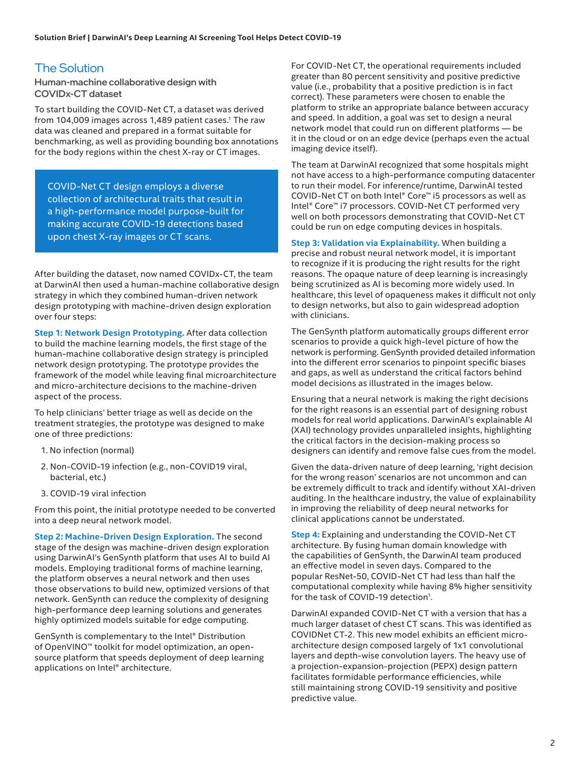## The Solution

### Human-machine collaborative design with COVIDx-CT dataset

To start building the COVID-Net CT, a dataset was derived from 104,009 images across 1,489 patient cases.[1] The raw data was cleaned and prepared in a format suitable for benchmarking, as well as providing bounding box annotations for the body regions within the chest X-ray or CT images.

> COVID-Net CT design employs a diverse collection of architectural traits that result in a high-performance model purpose-built for making accurate COVID-19 detections based upon chest X-ray images or CT scans.

After building the dataset, now named COVIDx-CT, the team at DarwinAI then used a human-machine collaborative design strategy in which they combined human-driven network design prototyping with machine-driven design exploration over four steps:

**Step 1: Network Design Prototyping.** After data collection to build the machine learning models, the first stage of the human-machine collaborative design strategy is principled network design prototyping. The prototype provides the framework of the model while leaving final microarchitecture and micro-architecture decisions to the machine-driven aspect of the process.

To help clinicians' better triage as well as decide on the treatment strategies, the prototype was designed to make one of three predictions:

1. No infection (normal)
2. Non-COVID-19 infection (e.g., non-COVID19 viral, bacterial, etc.)
3. COVID-19 viral infection

From this point, the initial prototype needed to be converted into a deep neural network model.

**Step 2: Machine-Driven Design Exploration.** The second stage of the design was machine-driven design exploration using DarwinAI's GenSynth platform that uses AI to build AI models. Employing traditional forms of machine learning, the platform observes a neural network and then uses those observations to build new, optimized versions of that network. GenSynth can reduce the complexity of designing high-performance deep learning solutions and generates highly optimized models suitable for edge computing.

GenSynth is complementary to the Intel® Distribution of OpenVINO™ toolkit for model optimization, an open-source platform that speeds deployment of deep learning applications on Intel® architecture.

For COVID-Net CT, the operational requirements included greater than 80 percent sensitivity and positive predictive value (i.e., probability that a positive prediction is in fact correct). These parameters were chosen to enable the platform to strike an appropriate balance between accuracy and speed. In addition, a goal was set to design a neural network model that could run on different platforms — be it in the cloud or on an edge device (perhaps even the actual imaging device itself).

The team at DarwinAI recognized that some hospitals might not have access to a high-performance computing datacenter to run their model. For inference/runtime, DarwinAI tested COVID-Net CT on both Intel® Core™ i5 processors as well as Intel® Core™ i7 processors. COVID-Net CT performed very well on both processors demonstrating that COVID-Net CT could be run on edge computing devices in hospitals.

**Step 3: Validation via Explainability.** When building a precise and robust neural network model, it is important to recognize if it is producing the right results for the right reasons. The opaque nature of deep learning is increasingly being scrutinized as AI is becoming more widely used. In healthcare, this level of opaqueness makes it difficult not only to design networks, but also to gain widespread adoption with clinicians.

The GenSynth platform automatically groups different error scenarios to provide a quick high-level picture of how the network is performing. GenSynth provided detailed information into the different error scenarios to pinpoint specific biases and gaps, as well as understand the critical factors behind model decisions as illustrated in the images below.

Ensuring that a neural network is making the right decisions for the right reasons is an essential part of designing robust models for real world applications. DarwinAI's explainable AI (XAI) technology provides unparalleled insights, highlighting the critical factors in the decision-making process so designers can identify and remove false cues from the model.

Given the data-driven nature of deep learning, 'right decision for the wrong reason' scenarios are not uncommon and can be extremely difficult to track and identify without XAI-driven auditing. In the healthcare industry, the value of explainability in improving the reliability of deep neural networks for clinical applications cannot be understated.

**Step 4:** Explaining and understanding the COVID-Net CT architecture. By fusing human domain knowledge with the capabilities of GenSynth, the DarwinAI team produced an effective model in seven days. Compared to the popular ResNet-50, COVID-Net CT had less than half the computational complexity while having 8% higher sensitivity for the task of COVID-19 detection[1].

DarwinAI expanded COVID-Net CT with a version that has a much larger dataset of chest CT scans. This was identified as COVIDNet CT-2. This new model exhibits an efficient micro-architecture design composed largely of 1x1 convolutional layers and depth-wise convolution layers. The heavy use of a projection-expansion-projection (PEPX) design pattern facilitates formidable performance efficiencies, while still maintaining strong COVID-19 sensitivity and positive predictive value.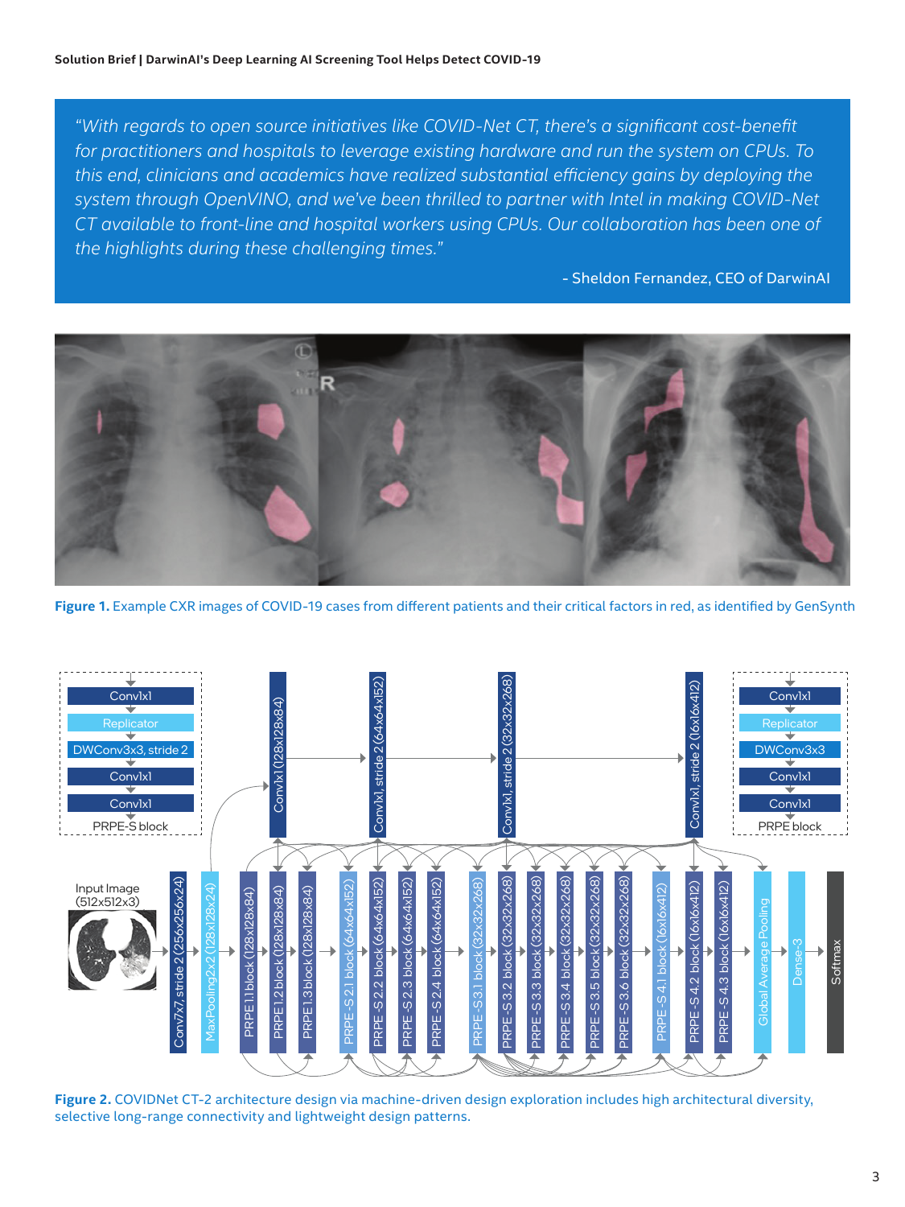> *"With regards to open source initiatives like COVID-Net CT, there's a significant cost-benefit for practitioners and hospitals to leverage existing hardware and run the system on CPUs. To this end, clinicians and academics have realized substantial efficiency gains by deploying the system through OpenVINO, and we've been thrilled to partner with Intel in making COVID-Net CT available to front-line and hospital workers using CPUs. Our collaboration has been one of the highlights during these challenging times."*
>
> \- Sheldon Fernandez, CEO of DarwinAI

**Figure 1.** Example CXR images of COVID-19 cases from different patients and their critical factors in red, as identified by GenSynth

**Figure 2.** COVIDNet CT-2 architecture design via machine-driven design exploration includes high architectural diversity, selective long-range connectivity and lightweight design patterns.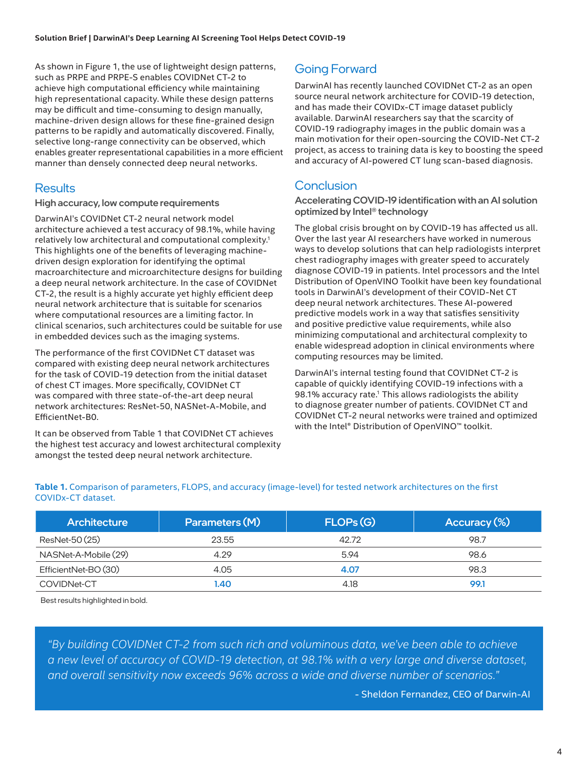As shown in Figure 1, the use of lightweight design patterns, such as PRPE and PRPE-S enables COVIDNet CT-2 to achieve high computational efficiency while maintaining high representational capacity. While these design patterns may be difficult and time-consuming to design manually, machine-driven design allows for these fine-grained design patterns to be rapidly and automatically discovered. Finally, selective long-range connectivity can be observed, which enables greater representational capabilities in a more efficient manner than densely connected deep neural networks.

## Results

### High accuracy, low compute requirements

DarwinAI's COVIDNet CT-2 neural network model architecture achieved a test accuracy of 98.1%, while having relatively low architectural and computational complexity.[1] This highlights one of the benefits of leveraging machine-driven design exploration for identifying the optimal macroarchitecture and microarchitecture designs for building a deep neural network architecture. In the case of COVIDNet CT-2, the result is a highly accurate yet highly efficient deep neural network architecture that is suitable for scenarios where computational resources are a limiting factor. In clinical scenarios, such architectures could be suitable for use in embedded devices such as the imaging systems.

The performance of the first COVIDNet CT dataset was compared with existing deep neural network architectures for the task of COVID-19 detection from the initial dataset of chest CT images. More specifically, COVIDNet CT was compared with three state-of-the-art deep neural network architectures: ResNet-50, NASNet-A-Mobile, and EfficientNet-B0.

It can be observed from Table 1 that COVIDNet CT achieves the highest test accuracy and lowest architectural complexity amongst the tested deep neural network architecture.

## Going Forward

DarwinAI has recently launched COVIDNet CT-2 as an open source neural network architecture for COVID-19 detection, and has made their COVIDx-CT image dataset publicly available. DarwinAI researchers say that the scarcity of COVID-19 radiography images in the public domain was a main motivation for their open-sourcing the COVID-Net CT-2 project, as access to training data is key to boosting the speed and accuracy of AI-powered CT lung scan-based diagnosis.

## Conclusion

### Accelerating COVID-19 identification with an AI solution optimized by Intel® technology

The global crisis brought on by COVID-19 has affected us all. Over the last year AI researchers have worked in numerous ways to develop solutions that can help radiologists interpret chest radiography images with greater speed to accurately diagnose COVID-19 in patients. Intel processors and the Intel Distribution of OpenVINO Toolkit have been key foundational tools in DarwinAI's development of their COVID-Net CT deep neural network architectures. These AI-powered predictive models work in a way that satisfies sensitivity and positive predictive value requirements, while also minimizing computational and architectural complexity to enable widespread adoption in clinical environments where computing resources may be limited.

DarwinAI's internal testing found that COVIDNet CT-2 is capable of quickly identifying COVID-19 infections with a 98.1% accuracy rate.[1] This allows radiologists the ability to diagnose greater number of patients. COVIDNet CT and COVIDNet CT-2 neural networks were trained and optimized with the Intel® Distribution of OpenVINO™ toolkit.

**Table 1.** Comparison of parameters, FLOPS, and accuracy (image-level) for tested network architectures on the first COVIDx-CT dataset.

| Architecture | Parameters (M) | FLOPs (G) | Accuracy (%) |
|---|---|---|---|
| ResNet-50 (25) | 23.55 | 42.72 | 98.7 |
| NASNet-A-Mobile (29) | 4.29 | 5.94 | 98.6 |
| EfficientNet-BO (30) | 4.05 | **4.07** | 98.3 |
| COVIDNet-CT | **1.40** | 4.18 | **99.1** |

Best results highlighted in bold.

*"By building COVIDNet CT-2 from such rich and voluminous data, we've been able to achieve a new level of accuracy of COVID-19 detection, at 98.1% with a very large and diverse dataset, and overall sensitivity now exceeds 96% across a wide and diverse number of scenarios."*

\- Sheldon Fernandez, CEO of Darwin-AI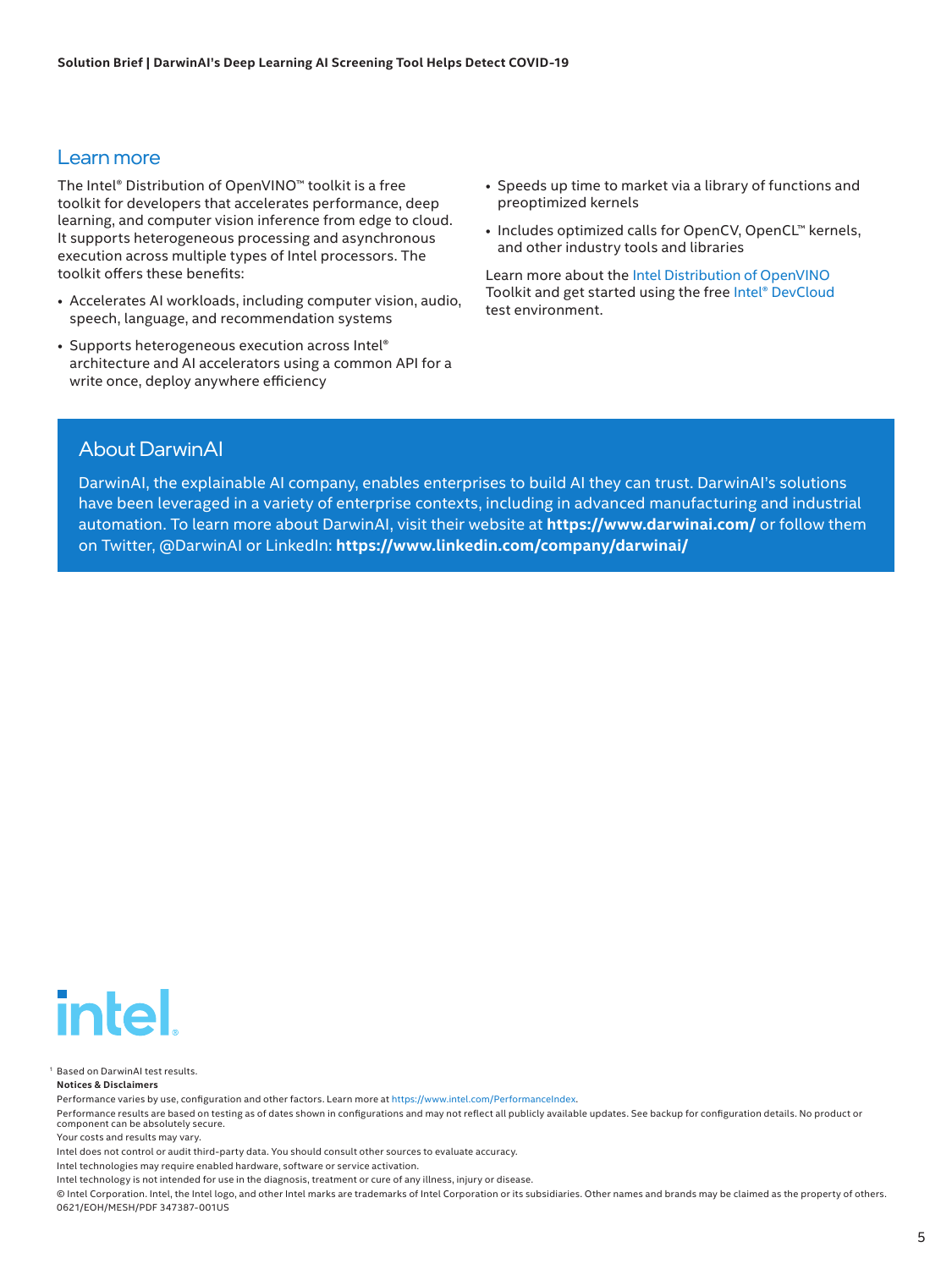## Learn more

The Intel® Distribution of OpenVINO™ toolkit is a free toolkit for developers that accelerates performance, deep learning, and computer vision inference from edge to cloud. It supports heterogeneous processing and asynchronous execution across multiple types of Intel processors. The toolkit offers these benefits:

- Accelerates AI workloads, including computer vision, audio, speech, language, and recommendation systems
- Supports heterogeneous execution across Intel® architecture and AI accelerators using a common API for a write once, deploy anywhere efficiency
- Speeds up time to market via a library of functions and preoptimized kernels
- Includes optimized calls for OpenCV, OpenCL™ kernels, and other industry tools and libraries

Learn more about the Intel Distribution of OpenVINO Toolkit and get started using the free Intel® DevCloud test environment.

## About DarwinAI

DarwinAI, the explainable AI company, enables enterprises to build AI they can trust. DarwinAI's solutions have been leveraged in a variety of enterprise contexts, including in advanced manufacturing and industrial automation. To learn more about DarwinAI, visit their website at **https://www.darwinai.com/** or follow them on Twitter, @DarwinAI or LinkedIn: **https://www.linkedin.com/company/darwinai/**

[1] Based on DarwinAI test results.

**Notices & Disclaimers**

Performance varies by use, configuration and other factors. Learn more at https://www.intel.com/PerformanceIndex.

Performance results are based on testing as of dates shown in configurations and may not reflect all publicly available updates. See backup for configuration details. No product or component can be absolutely secure.

Your costs and results may vary.

Intel does not control or audit third-party data. You should consult other sources to evaluate accuracy.

Intel technologies may require enabled hardware, software or service activation.

Intel technology is not intended for use in the diagnosis, treatment or cure of any illness, injury or disease.

© Intel Corporation. Intel, the Intel logo, and other Intel marks are trademarks of Intel Corporation or its subsidiaries. Other names and brands may be claimed as the property of others.
0621/EOH/MESH/PDF 347387-001US